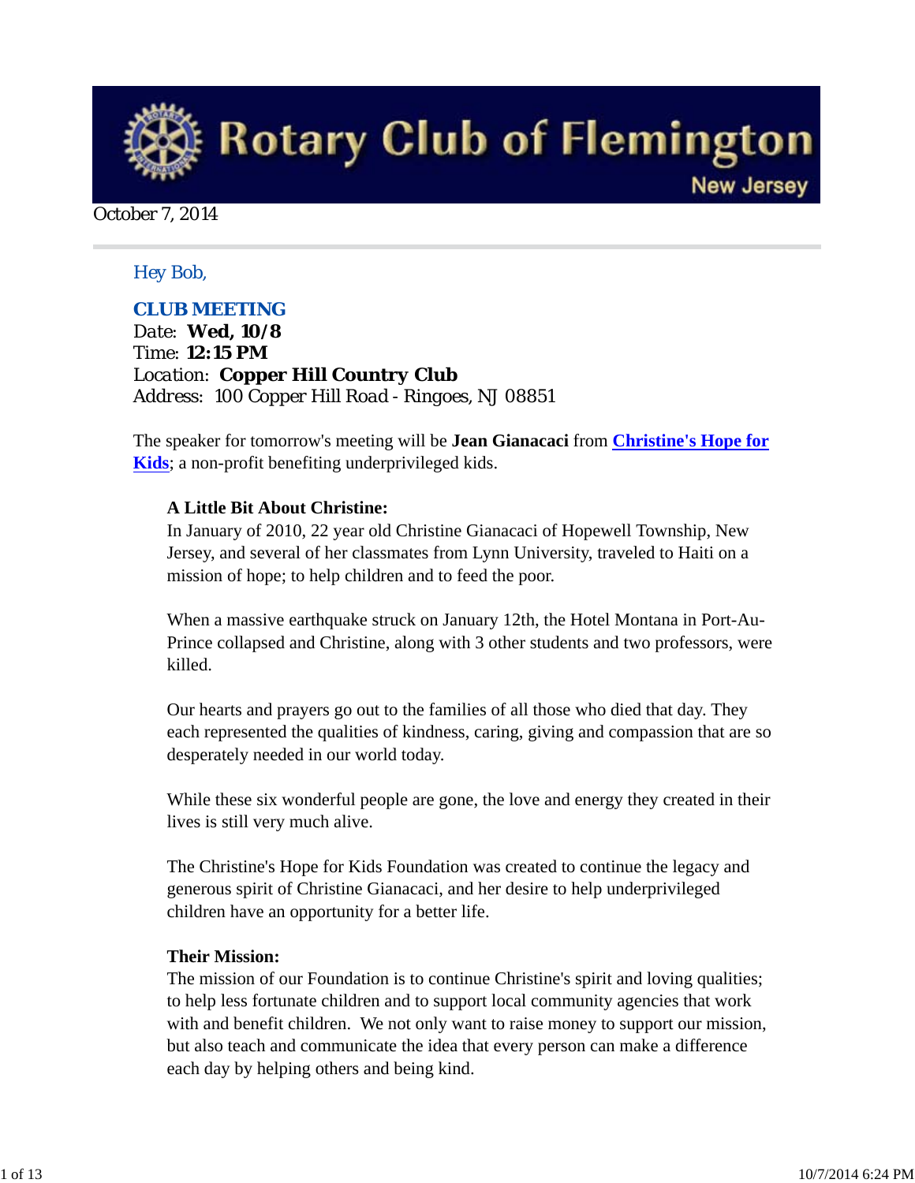# Rotary Club of Flemington

New Jersey

October 7, 2014

Hey Bob,

## CLUB MEETING

Date: **Wed, 10/8**
Time: **12:15 PM**
Location: **Copper Hill Country Club**
Address: 100 Copper Hill Road - Ringoes, NJ 08851

The speaker for tomorrow's meeting will be **Jean Gianacaci** from **Christine's Hope for Kids**; a non-profit benefiting underprivileged kids.

**A Little Bit About Christine:**
In January of 2010, 22 year old Christine Gianacaci of Hopewell Township, New Jersey, and several of her classmates from Lynn University, traveled to Haiti on a mission of hope; to help children and to feed the poor.

When a massive earthquake struck on January 12th, the Hotel Montana in Port-Au-Prince collapsed and Christine, along with 3 other students and two professors, were killed.

Our hearts and prayers go out to the families of all those who died that day. They each represented the qualities of kindness, caring, giving and compassion that are so desperately needed in our world today.

While these six wonderful people are gone, the love and energy they created in their lives is still very much alive.

The Christine's Hope for Kids Foundation was created to continue the legacy and generous spirit of Christine Gianacaci, and her desire to help underprivileged children have an opportunity for a better life.

**Their Mission:**
The mission of our Foundation is to continue Christine's spirit and loving qualities; to help less fortunate children and to support local community agencies that work with and benefit children. We not only want to raise money to support our mission, but also teach and communicate the idea that every person can make a difference each day by helping others and being kind.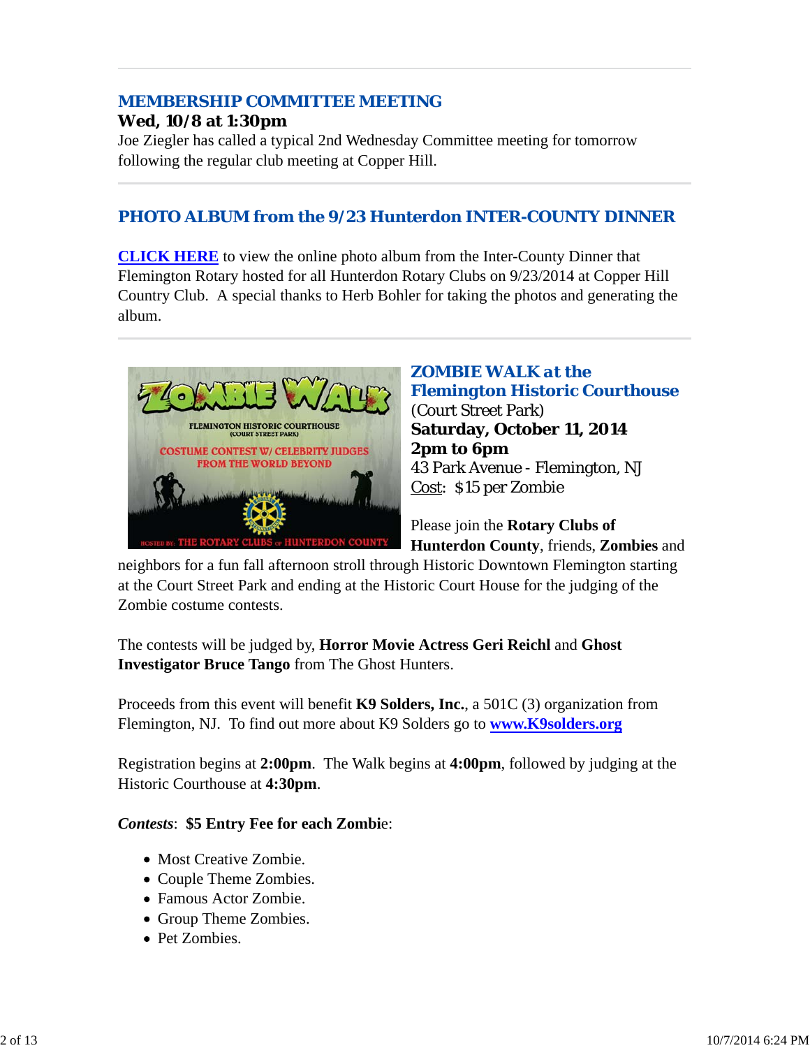## MEMBERSHIP COMMITTEE MEETING

**Wed, 10/8 at 1:30pm**

Joe Ziegler has called a typical 2nd Wednesday Committee meeting for tomorrow following the regular club meeting at Copper Hill.

## PHOTO ALBUM from the 9/23 Hunterdon INTER-COUNTY DINNER

**CLICK HERE** to view the online photo album from the Inter-County Dinner that Flemington Rotary hosted for all Hunterdon Rotary Clubs on 9/23/2014 at Copper Hill Country Club. A special thanks to Herb Bohler for taking the photos and generating the album.

## ZOMBIE WALK at the Flemington Historic Courthouse

(Court Street Park)

**Saturday, October 11, 2014**

**2pm to 6pm**

43 Park Avenue - Flemington, NJ

Cost: $15 per Zombie

Please join the **Rotary Clubs of Hunterdon County**, friends, **Zombies** and neighbors for a fun fall afternoon stroll through Historic Downtown Flemington starting at the Court Street Park and ending at the Historic Court House for the judging of the Zombie costume contests.

The contests will be judged by, **Horror Movie Actress Geri Reichl** and **Ghost Investigator Bruce Tango** from The Ghost Hunters.

Proceeds from this event will benefit **K9 Solders, Inc.**, a 501C (3) organization from Flemington, NJ. To find out more about K9 Solders go to **www.K9solders.org**

Registration begins at **2:00pm**. The Walk begins at **4:00pm**, followed by judging at the Historic Courthouse at **4:30pm**.

***Contests***: **$5 Entry Fee for each Zombie**:

- Most Creative Zombie.
- Couple Theme Zombies.
- Famous Actor Zombie.
- Group Theme Zombies.
- Pet Zombies.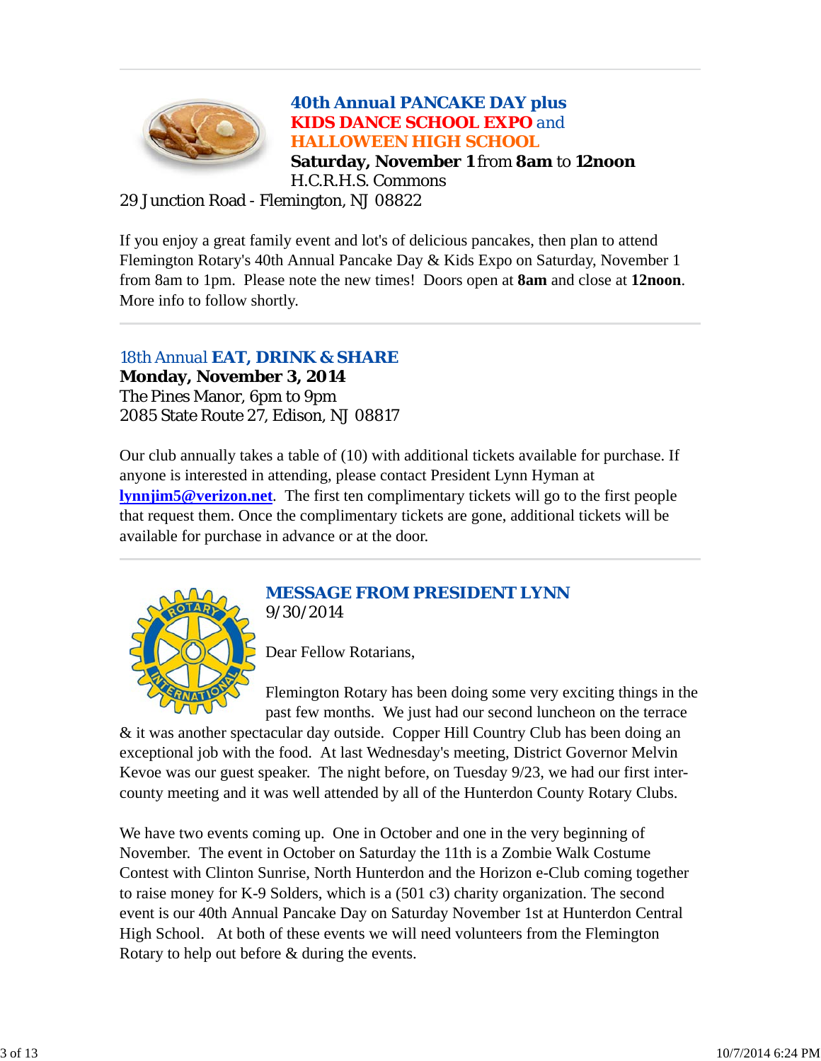## 40th Annual PANCAKE DAY plus KIDS DANCE SCHOOL EXPO and HALLOWEEN HIGH SCHOOL

**Saturday, November 1** from **8am** to **12noon**
H.C.R.H.S. Commons
29 Junction Road - Flemington, NJ 08822

If you enjoy a great family event and lot's of delicious pancakes, then plan to attend Flemington Rotary's 40th Annual Pancake Day & Kids Expo on Saturday, November 1 from 8am to 1pm. Please note the new times! Doors open at **8am** and close at **12noon**. More info to follow shortly.

---

## 18th Annual EAT, DRINK & SHARE

**Monday, November 3, 2014**
The Pines Manor, 6pm to 9pm
2085 State Route 27, Edison, NJ 08817

Our club annually takes a table of (10) with additional tickets available for purchase. If anyone is interested in attending, please contact President Lynn Hyman at **lynnjim5@verizon.net**. The first ten complimentary tickets will go to the first people that request them. Once the complimentary tickets are gone, additional tickets will be available for purchase in advance or at the door.

---

## MESSAGE FROM PRESIDENT LYNN

9/30/2014

Dear Fellow Rotarians,

Flemington Rotary has been doing some very exciting things in the past few months. We just had our second luncheon on the terrace & it was another spectacular day outside. Copper Hill Country Club has been doing an exceptional job with the food. At last Wednesday's meeting, District Governor Melvin Kevoe was our guest speaker. The night before, on Tuesday 9/23, we had our first inter-county meeting and it was well attended by all of the Hunterdon County Rotary Clubs.

We have two events coming up. One in October and one in the very beginning of November. The event in October on Saturday the 11th is a Zombie Walk Costume Contest with Clinton Sunrise, North Hunterdon and the Horizon e-Club coming together to raise money for K-9 Solders, which is a (501 c3) charity organization. The second event is our 40th Annual Pancake Day on Saturday November 1st at Hunterdon Central High School. At both of these events we will need volunteers from the Flemington Rotary to help out before & during the events.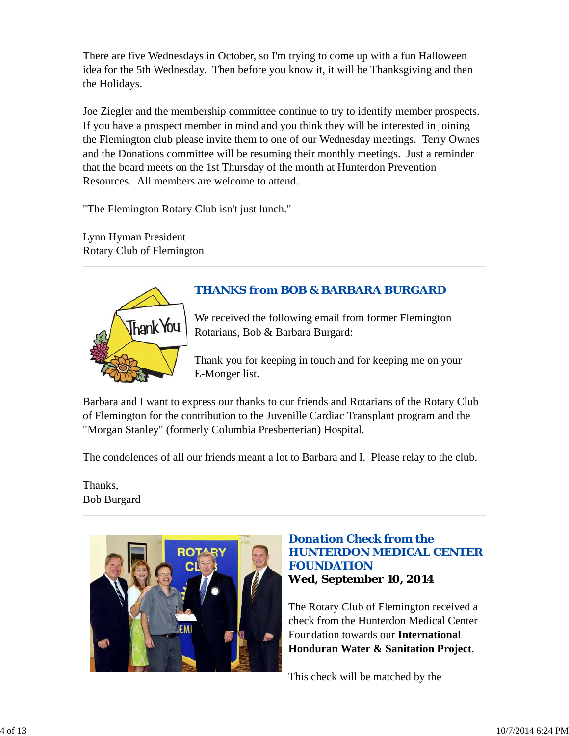There are five Wednesdays in October, so I'm trying to come up with a fun Halloween idea for the 5th Wednesday.  Then before you know it, it will be Thanksgiving and then the Holidays.

Joe Ziegler and the membership committee continue to try to identify member prospects. If you have a prospect member in mind and you think they will be interested in joining the Flemington club please invite them to one of our Wednesday meetings.  Terry Ownes and the Donations committee will be resuming their monthly meetings.  Just a reminder that the board meets on the 1st Thursday of the month at Hunterdon Prevention Resources.  All members are welcome to attend.

"The Flemington Rotary Club isn't just lunch."

Lynn Hyman President
Rotary Club of Flemington

---

## THANKS from BOB & BARBARA BURGARD

We received the following email from former Flemington Rotarians, Bob & Barbara Burgard:

Thank you for keeping in touch and for keeping me on your E-Monger list.

Barbara and I want to express our thanks to our friends and Rotarians of the Rotary Club of Flemington for the contribution to the Juvenille Cardiac Transplant program and the "Morgan Stanley" (formerly Columbia Presberterian) Hospital.

The condolences of all our friends meant a lot to Barbara and I.  Please relay to the club.

Thanks,
Bob Burgard

---

## Donation Check from the HUNTERDON MEDICAL CENTER FOUNDATION

**Wed, September 10, 2014**

The Rotary Club of Flemington received a check from the Hunterdon Medical Center Foundation towards our **International Honduran Water & Sanitation Project**.

This check will be matched by the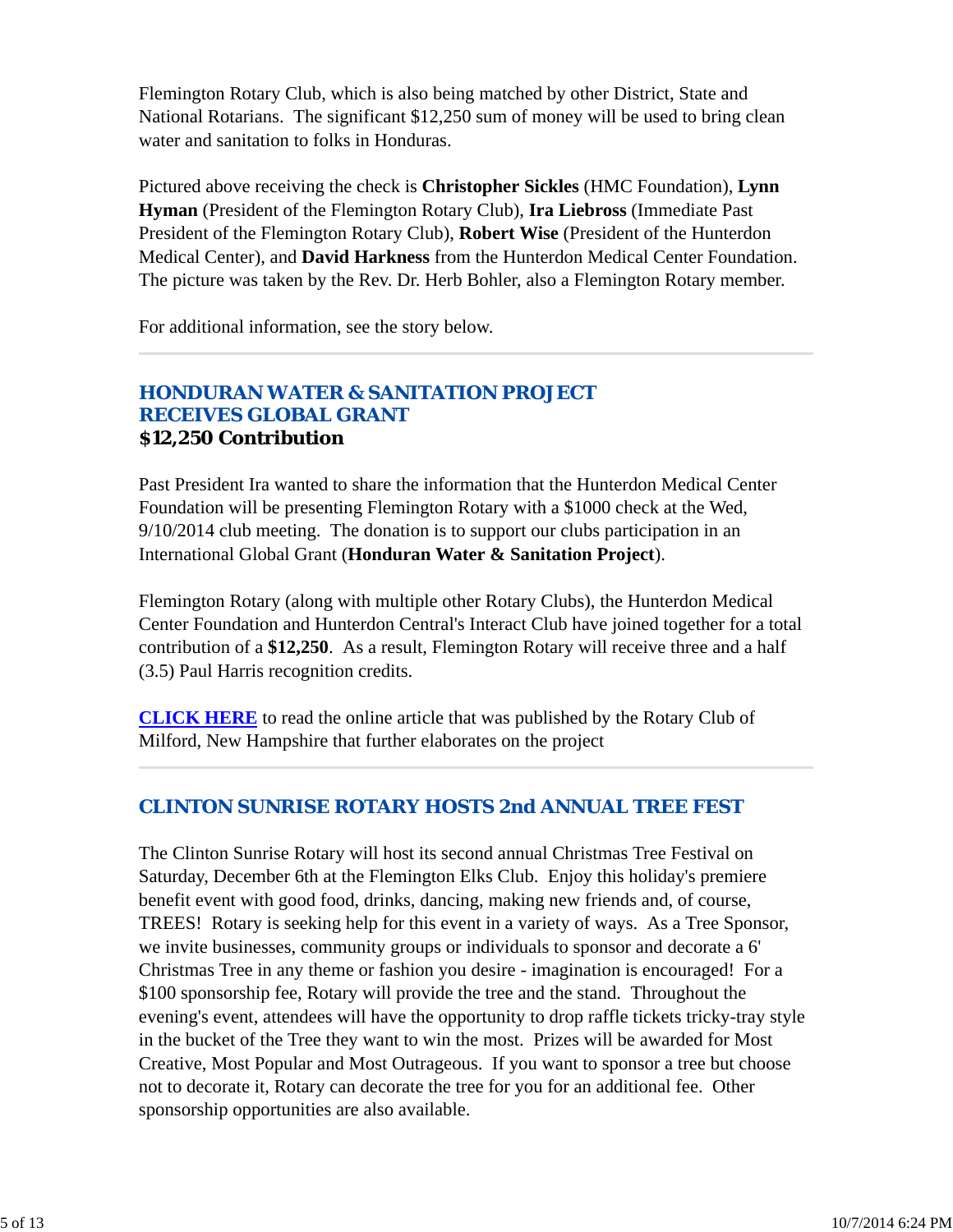Flemington Rotary Club, which is also being matched by other District, State and National Rotarians. The significant $12,250 sum of money will be used to bring clean water and sanitation to folks in Honduras.

Pictured above receiving the check is **Christopher Sickles** (HMC Foundation), **Lynn Hyman** (President of the Flemington Rotary Club), **Ira Liebross** (Immediate Past President of the Flemington Rotary Club), **Robert Wise** (President of the Hunterdon Medical Center), and **David Harkness** from the Hunterdon Medical Center Foundation. The picture was taken by the Rev. Dr. Herb Bohler, also a Flemington Rotary member.

For additional information, see the story below.

---

## HONDURAN WATER & SANITATION PROJECT RECEIVES GLOBAL GRANT

**$12,250 Contribution**

Past President Ira wanted to share the information that the Hunterdon Medical Center Foundation will be presenting Flemington Rotary with a $1000 check at the Wed, 9/10/2014 club meeting. The donation is to support our clubs participation in an International Global Grant (**Honduran Water & Sanitation Project**).

Flemington Rotary (along with multiple other Rotary Clubs), the Hunterdon Medical Center Foundation and Hunterdon Central's Interact Club have joined together for a total contribution of a **$12,250**. As a result, Flemington Rotary will receive three and a half (3.5) Paul Harris recognition credits.

**CLICK HERE** to read the online article that was published by the Rotary Club of Milford, New Hampshire that further elaborates on the project

---

## CLINTON SUNRISE ROTARY HOSTS 2nd ANNUAL TREE FEST

The Clinton Sunrise Rotary will host its second annual Christmas Tree Festival on Saturday, December 6th at the Flemington Elks Club. Enjoy this holiday's premiere benefit event with good food, drinks, dancing, making new friends and, of course, TREES! Rotary is seeking help for this event in a variety of ways. As a Tree Sponsor, we invite businesses, community groups or individuals to sponsor and decorate a 6' Christmas Tree in any theme or fashion you desire - imagination is encouraged! For a $100 sponsorship fee, Rotary will provide the tree and the stand. Throughout the evening's event, attendees will have the opportunity to drop raffle tickets tricky-tray style in the bucket of the Tree they want to win the most. Prizes will be awarded for Most Creative, Most Popular and Most Outrageous. If you want to sponsor a tree but choose not to decorate it, Rotary can decorate the tree for you for an additional fee. Other sponsorship opportunities are also available.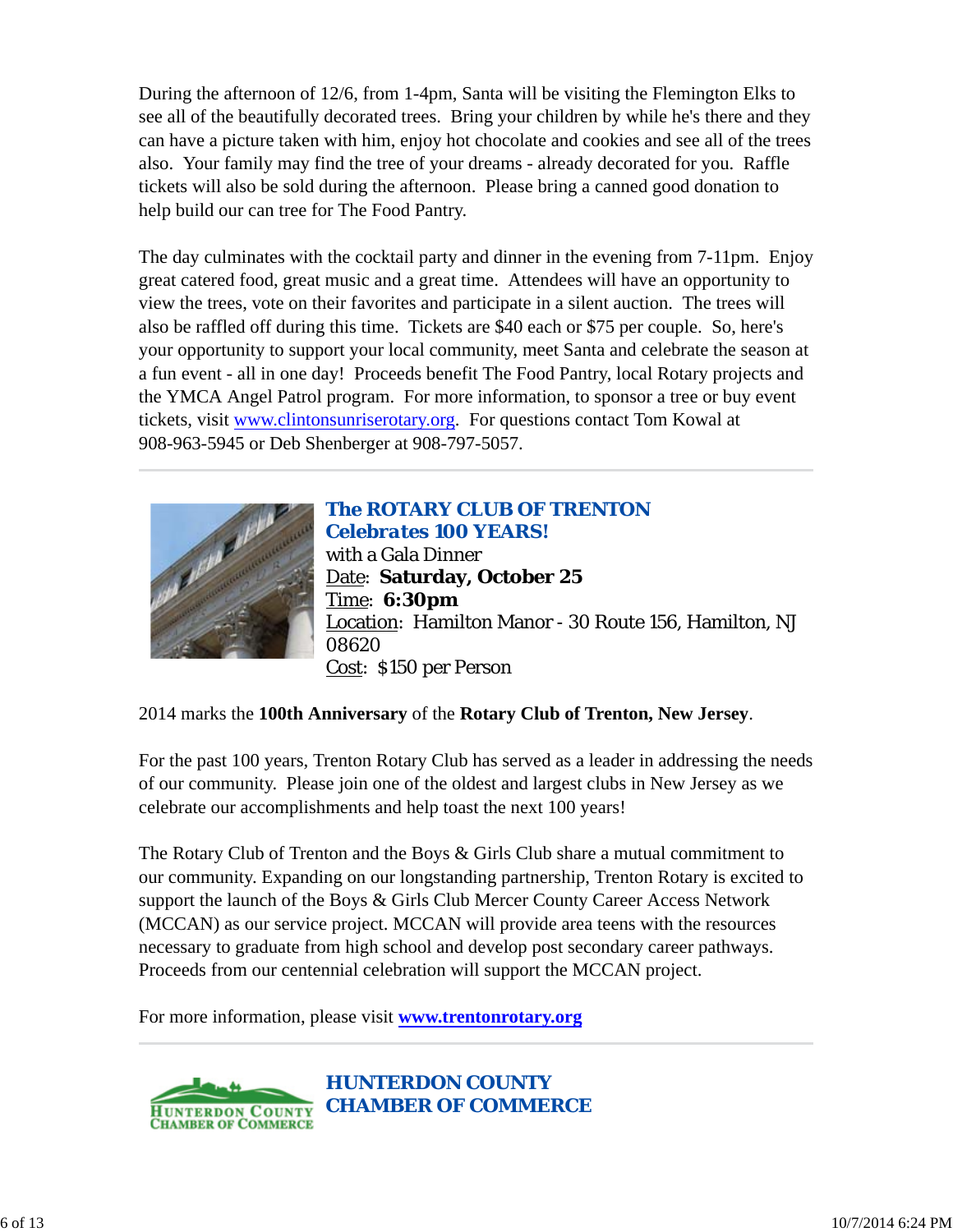During the afternoon of 12/6, from 1-4pm, Santa will be visiting the Flemington Elks to see all of the beautifully decorated trees. Bring your children by while he's there and they can have a picture taken with him, enjoy hot chocolate and cookies and see all of the trees also. Your family may find the tree of your dreams - already decorated for you. Raffle tickets will also be sold during the afternoon. Please bring a canned good donation to help build our can tree for The Food Pantry.

The day culminates with the cocktail party and dinner in the evening from 7-11pm. Enjoy great catered food, great music and a great time. Attendees will have an opportunity to view the trees, vote on their favorites and participate in a silent auction. The trees will also be raffled off during this time. Tickets are $40 each or $75 per couple. So, here's your opportunity to support your local community, meet Santa and celebrate the season at a fun event - all in one day! Proceeds benefit The Food Pantry, local Rotary projects and the YMCA Angel Patrol program. For more information, to sponsor a tree or buy event tickets, visit www.clintonsunriserotary.org. For questions contact Tom Kowal at 908-963-5945 or Deb Shenberger at 908-797-5057.

---

## *The ROTARY CLUB OF TRENTON Celebrates 100 YEARS!*

with a Gala Dinner
Date: **Saturday, October 25**
Time: **6:30pm**
Location: Hamilton Manor - 30 Route 156, Hamilton, NJ 08620
Cost: $150 per Person

2014 marks the **100th Anniversary** of the **Rotary Club of Trenton, New Jersey**.

For the past 100 years, Trenton Rotary Club has served as a leader in addressing the needs of our community. Please join one of the oldest and largest clubs in New Jersey as we celebrate our accomplishments and help toast the next 100 years!

The Rotary Club of Trenton and the Boys & Girls Club share a mutual commitment to our community. Expanding on our longstanding partnership, Trenton Rotary is excited to support the launch of the Boys & Girls Club Mercer County Career Access Network (MCCAN) as our service project. MCCAN will provide area teens with the resources necessary to graduate from high school and develop post secondary career pathways. Proceeds from our centennial celebration will support the MCCAN project.

For more information, please visit **www.trentonrotary.org**

---

## *HUNTERDON COUNTY CHAMBER OF COMMERCE*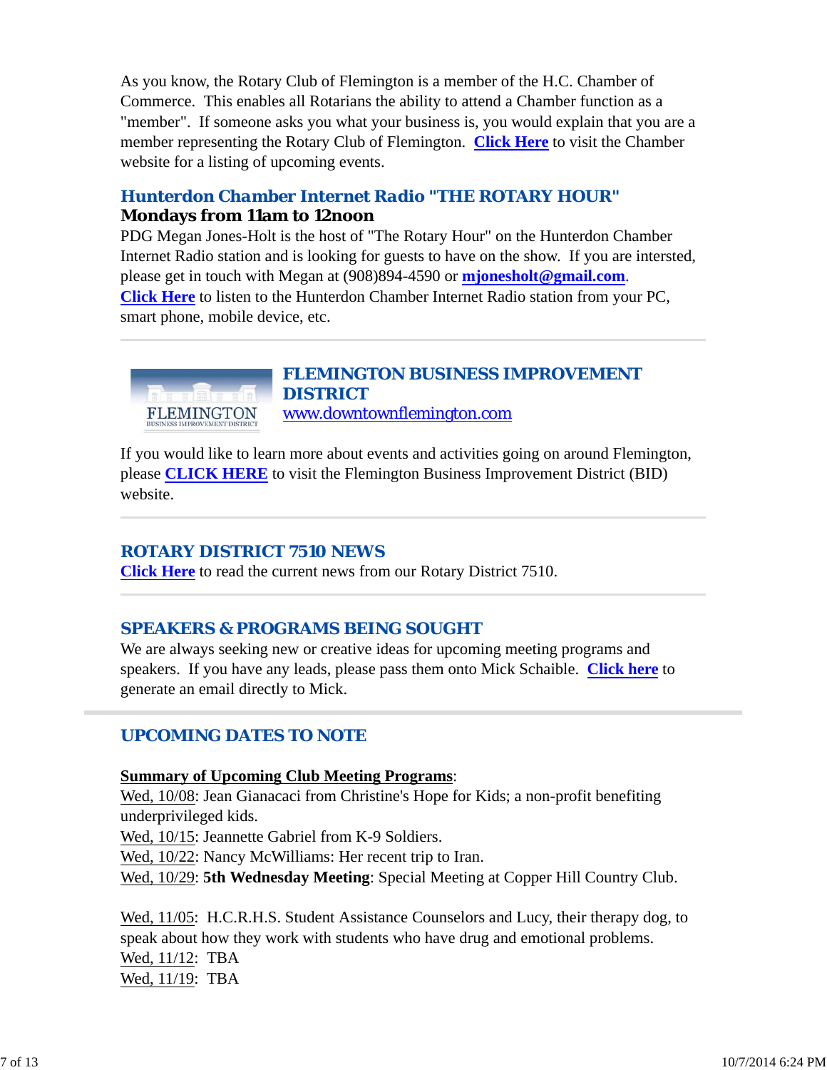As you know, the Rotary Club of Flemington is a member of the H.C. Chamber of Commerce. This enables all Rotarians the ability to attend a Chamber function as a "member". If someone asks you what your business is, you would explain that you are a member representing the Rotary Club of Flemington. **Click Here** to visit the Chamber website for a listing of upcoming events.

## Hunterdon Chamber Internet Radio "THE ROTARY HOUR"

**Mondays from 11am to 12noon**

PDG Megan Jones-Holt is the host of "The Rotary Hour" on the Hunterdon Chamber Internet Radio station and is looking for guests to have on the show. If you are intersted, please get in touch with Megan at (908)894-4590 or **mjonesholt@gmail.com**. **Click Here** to listen to the Hunterdon Chamber Internet Radio station from your PC, smart phone, mobile device, etc.

---

## FLEMINGTON BUSINESS IMPROVEMENT DISTRICT

www.downtownflemington.com

If you would like to learn more about events and activities going on around Flemington, please **CLICK HERE** to visit the Flemington Business Improvement District (BID) website.

---

## ROTARY DISTRICT 7510 NEWS

**Click Here** to read the current news from our Rotary District 7510.

---

## SPEAKERS & PROGRAMS BEING SOUGHT

We are always seeking new or creative ideas for upcoming meeting programs and speakers. If you have any leads, please pass them onto Mick Schaible. **Click here** to generate an email directly to Mick.

---

## UPCOMING DATES TO NOTE

**Summary of Upcoming Club Meeting Programs**:

Wed, 10/08: Jean Gianacaci from Christine's Hope for Kids; a non-profit benefiting underprivileged kids.
Wed, 10/15: Jeannette Gabriel from K-9 Soldiers.
Wed, 10/22: Nancy McWilliams: Her recent trip to Iran.
Wed, 10/29: **5th Wednesday Meeting**: Special Meeting at Copper Hill Country Club.

Wed, 11/05: H.C.R.H.S. Student Assistance Counselors and Lucy, their therapy dog, to speak about how they work with students who have drug and emotional problems.
Wed, 11/12: TBA
Wed, 11/19: TBA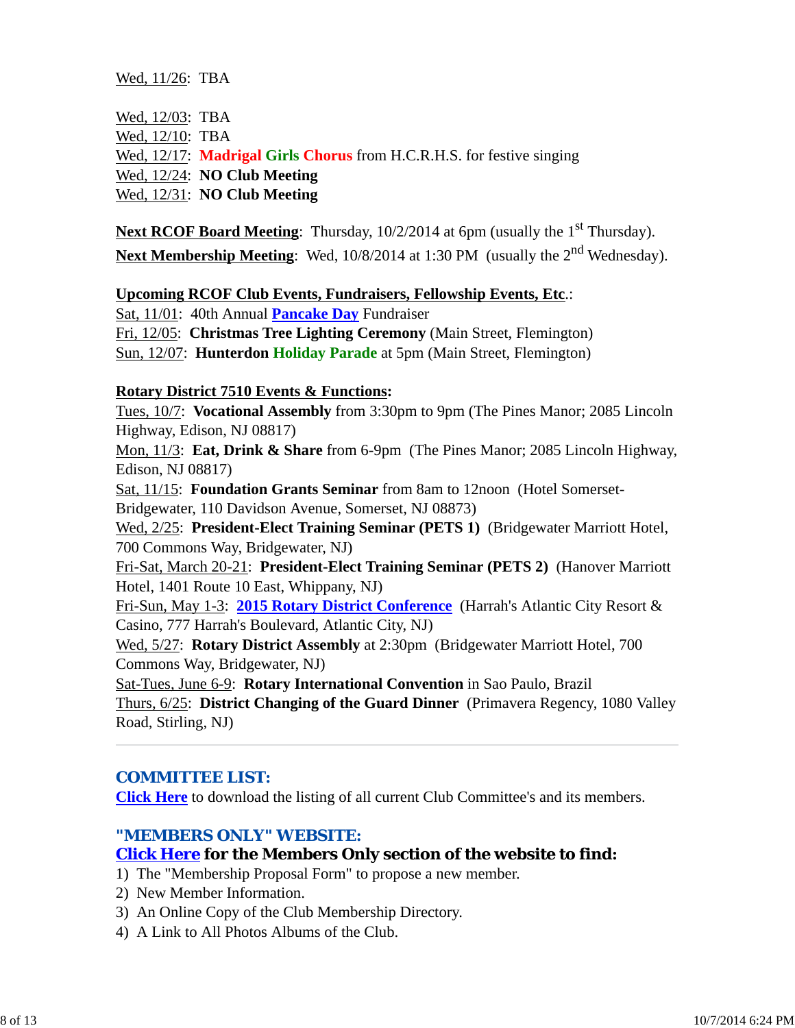Wed, 11/26: TBA

Wed, 12/03: TBA
Wed, 12/10: TBA
Wed, 12/17: **Madrigal Girls Chorus** from H.C.R.H.S. for festive singing
Wed, 12/24: **NO Club Meeting**
Wed, 12/31: **NO Club Meeting**

**Next RCOF Board Meeting**: Thursday, 10/2/2014 at 6pm (usually the 1st Thursday).
**Next Membership Meeting**: Wed, 10/8/2014 at 1:30 PM (usually the 2nd Wednesday).

**Upcoming RCOF Club Events, Fundraisers, Fellowship Events, Etc.**:
Sat, 11/01: 40th Annual **Pancake Day** Fundraiser
Fri, 12/05: **Christmas Tree Lighting Ceremony** (Main Street, Flemington)
Sun, 12/07: **Hunterdon Holiday Parade** at 5pm (Main Street, Flemington)

**Rotary District 7510 Events & Functions:**
Tues, 10/7: **Vocational Assembly** from 3:30pm to 9pm (The Pines Manor; 2085 Lincoln Highway, Edison, NJ 08817)
Mon, 11/3: **Eat, Drink & Share** from 6-9pm (The Pines Manor; 2085 Lincoln Highway, Edison, NJ 08817)
Sat, 11/15: **Foundation Grants Seminar** from 8am to 12noon (Hotel Somerset-Bridgewater, 110 Davidson Avenue, Somerset, NJ 08873)
Wed, 2/25: **President-Elect Training Seminar (PETS 1)** (Bridgewater Marriott Hotel, 700 Commons Way, Bridgewater, NJ)
Fri-Sat, March 20-21: **President-Elect Training Seminar (PETS 2)** (Hanover Marriott Hotel, 1401 Route 10 East, Whippany, NJ)
Fri-Sun, May 1-3: **2015 Rotary District Conference** (Harrah's Atlantic City Resort & Casino, 777 Harrah's Boulevard, Atlantic City, NJ)
Wed, 5/27: **Rotary District Assembly** at 2:30pm (Bridgewater Marriott Hotel, 700 Commons Way, Bridgewater, NJ)
Sat-Tues, June 6-9: **Rotary International Convention** in Sao Paulo, Brazil
Thurs, 6/25: **District Changing of the Guard Dinner** (Primavera Regency, 1080 Valley Road, Stirling, NJ)

---

## COMMITTEE LIST:

**Click Here** to download the listing of all current Club Committee's and its members.

## "MEMBERS ONLY" WEBSITE:

**Click Here for the Members Only section of the website to find:**

1) The "Membership Proposal Form" to propose a new member.
2) New Member Information.
3) An Online Copy of the Club Membership Directory.
4) A Link to All Photos Albums of the Club.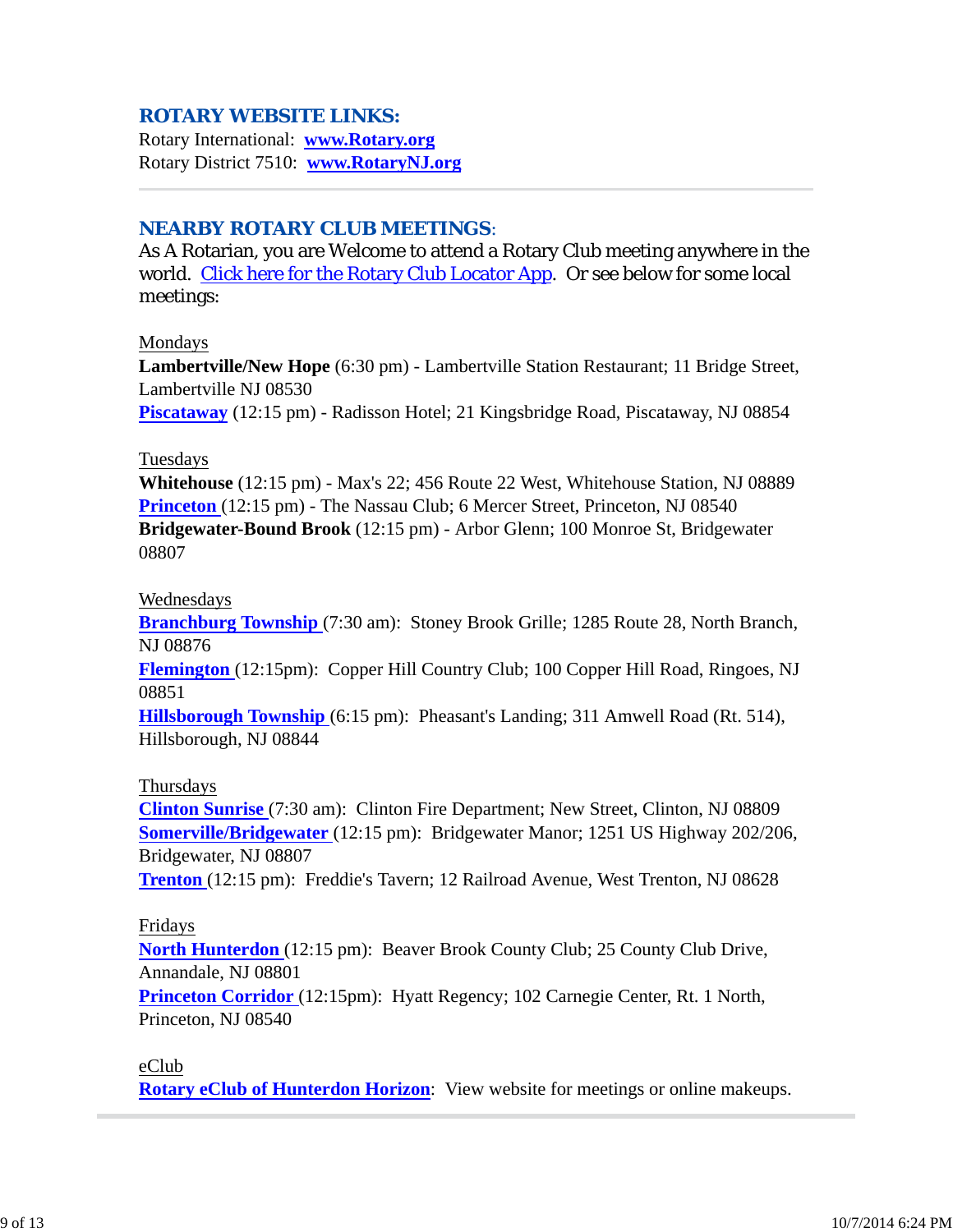## ROTARY WEBSITE LINKS:

Rotary International: **www.Rotary.org**
Rotary District 7510: **www.RotaryNJ.org**

---

## NEARBY ROTARY CLUB MEETINGS:

As A Rotarian, you are Welcome to attend a Rotary Club meeting anywhere in the world. Click here for the Rotary Club Locator App. Or see below for some local meetings:

Mondays
**Lambertville/New Hope** (6:30 pm) - Lambertville Station Restaurant; 11 Bridge Street, Lambertville NJ 08530
**Piscataway** (12:15 pm) - Radisson Hotel; 21 Kingsbridge Road, Piscataway, NJ 08854

Tuesdays
**Whitehouse** (12:15 pm) - Max's 22; 456 Route 22 West, Whitehouse Station, NJ 08889
**Princeton** (12:15 pm) - The Nassau Club; 6 Mercer Street, Princeton, NJ 08540
**Bridgewater-Bound Brook** (12:15 pm) - Arbor Glenn; 100 Monroe St, Bridgewater 08807

Wednesdays
**Branchburg Township** (7:30 am): Stoney Brook Grille; 1285 Route 28, North Branch, NJ 08876
**Flemington** (12:15pm): Copper Hill Country Club; 100 Copper Hill Road, Ringoes, NJ 08851
**Hillsborough Township** (6:15 pm): Pheasant's Landing; 311 Amwell Road (Rt. 514), Hillsborough, NJ 08844

Thursdays
**Clinton Sunrise** (7:30 am): Clinton Fire Department; New Street, Clinton, NJ 08809
**Somerville/Bridgewater** (12:15 pm): Bridgewater Manor; 1251 US Highway 202/206, Bridgewater, NJ 08807
**Trenton** (12:15 pm): Freddie's Tavern; 12 Railroad Avenue, West Trenton, NJ 08628

Fridays
**North Hunterdon** (12:15 pm): Beaver Brook County Club; 25 County Club Drive, Annandale, NJ 08801
**Princeton Corridor** (12:15pm): Hyatt Regency; 102 Carnegie Center, Rt. 1 North, Princeton, NJ 08540

eClub
**Rotary eClub of Hunterdon Horizon**: View website for meetings or online makeups.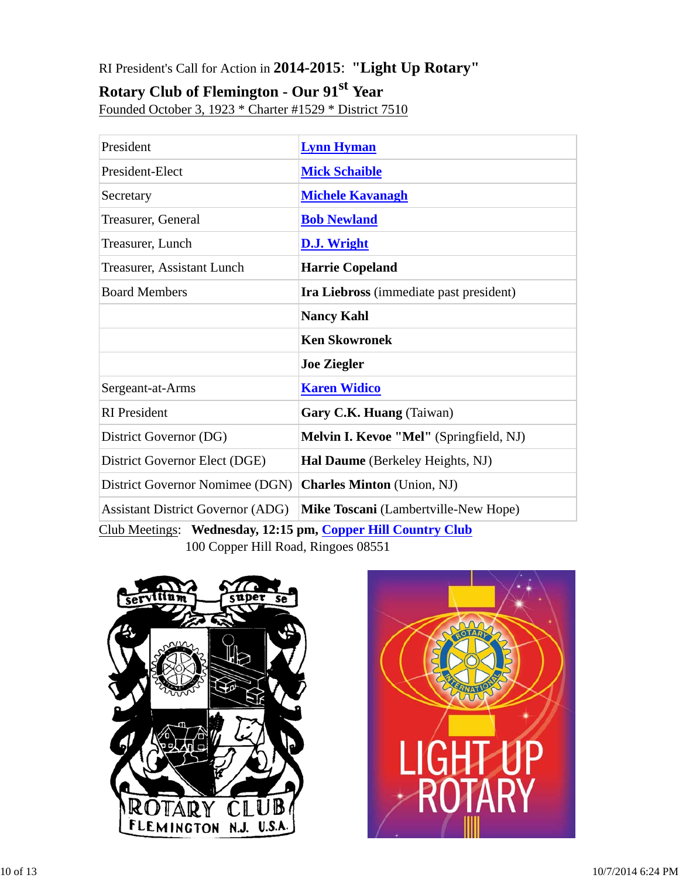RI President's Call for Action in **2014-2015**: **"Light Up Rotary"**

**Rotary Club of Flemington - Our 91st Year**

Founded October 3, 1923 * Charter #1529 * District 7510

| | |
|---|---|
| President | **Lynn Hyman** |
| President-Elect | **Mick Schaible** |
| Secretary | **Michele Kavanagh** |
| Treasurer, General | **Bob Newland** |
| Treasurer, Lunch | **D.J. Wright** |
| Treasurer, Assistant Lunch | **Harrie Copeland** |
| Board Members | **Ira Liebross** (immediate past president) |
| | **Nancy Kahl** |
| | **Ken Skowronek** |
| | **Joe Ziegler** |
| Sergeant-at-Arms | **Karen Widico** |
| RI President | **Gary C.K. Huang** (Taiwan) |
| District Governor (DG) | **Melvin I. Kevoe "Mel"** (Springfield, NJ) |
| District Governor Elect (DGE) | **Hal Daume** (Berkeley Heights, NJ) |
| District Governor Nominee (DGN) | **Charles Minton** (Union, NJ) |
| Assistant District Governor (ADG) | **Mike Toscani** (Lambertville-New Hope) |

Club Meetings: **Wednesday, 12:15 pm, Copper Hill Country Club**
100 Copper Hill Road, Ringoes 08551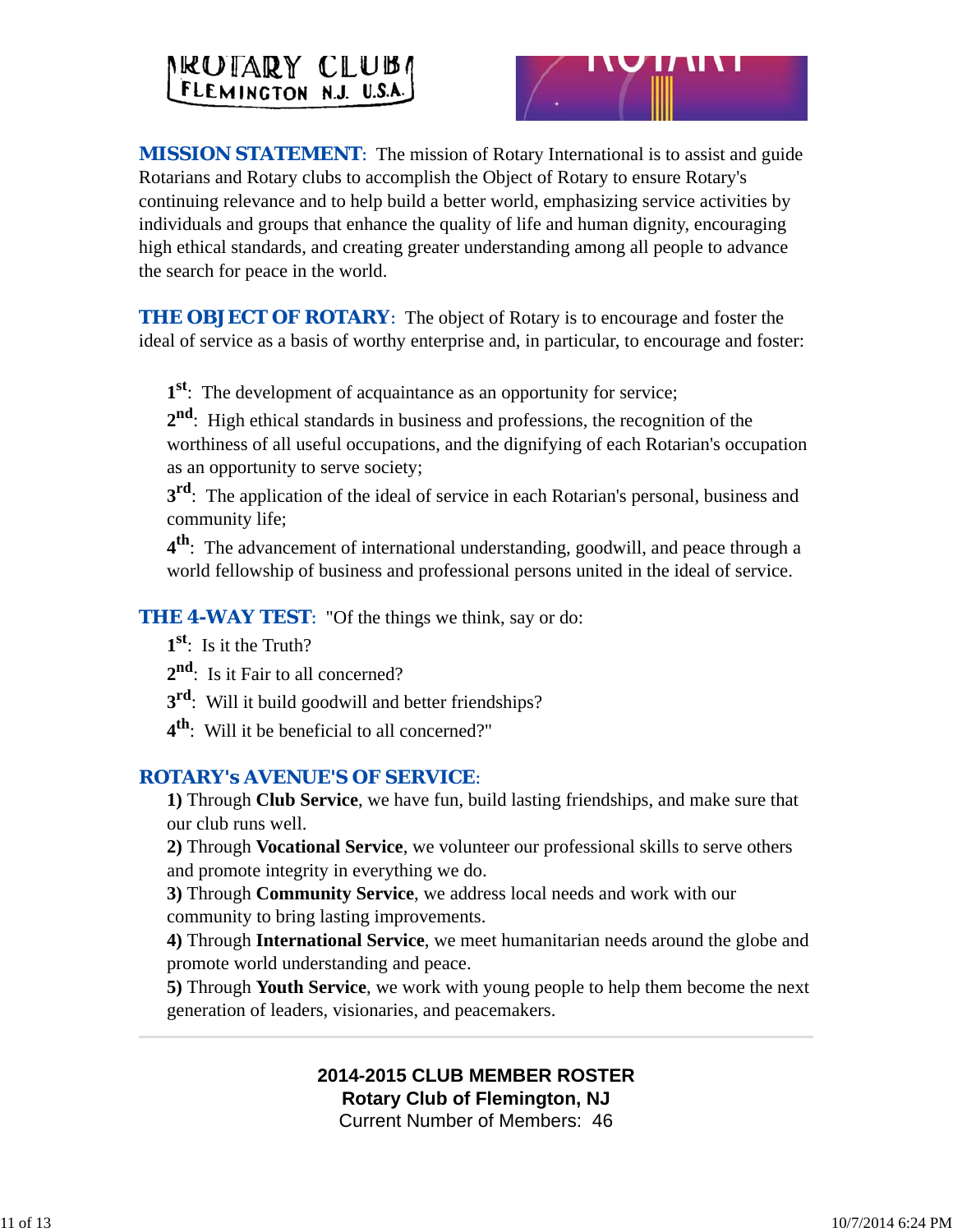**MISSION STATEMENT**: The mission of Rotary International is to assist and guide Rotarians and Rotary clubs to accomplish the Object of Rotary to ensure Rotary's continuing relevance and to help build a better world, emphasizing service activities by individuals and groups that enhance the quality of life and human dignity, encouraging high ethical standards, and creating greater understanding among all people to advance the search for peace in the world.

**THE OBJECT OF ROTARY**: The object of Rotary is to encourage and foster the ideal of service as a basis of worthy enterprise and, in particular, to encourage and foster:

**1st**: The development of acquaintance as an opportunity for service;

**2nd**: High ethical standards in business and professions, the recognition of the worthiness of all useful occupations, and the dignifying of each Rotarian's occupation as an opportunity to serve society;

**3rd**: The application of the ideal of service in each Rotarian's personal, business and community life;

**4th**: The advancement of international understanding, goodwill, and peace through a world fellowship of business and professional persons united in the ideal of service.

**THE 4-WAY TEST**: "Of the things we think, say or do:

**1st**: Is it the Truth?

**2nd**: Is it Fair to all concerned?

**3rd**: Will it build goodwill and better friendships?

**4th**: Will it be beneficial to all concerned?"

**ROTARY's AVENUE'S OF SERVICE**:

**1)** Through **Club Service**, we have fun, build lasting friendships, and make sure that our club runs well.

**2)** Through **Vocational Service**, we volunteer our professional skills to serve others and promote integrity in everything we do.

**3)** Through **Community Service**, we address local needs and work with our community to bring lasting improvements.

**4)** Through **International Service**, we meet humanitarian needs around the globe and promote world understanding and peace.

**5)** Through **Youth Service**, we work with young people to help them become the next generation of leaders, visionaries, and peacemakers.

---

**2014-2015 CLUB MEMBER ROSTER**
**Rotary Club of Flemington, NJ**
Current Number of Members: 46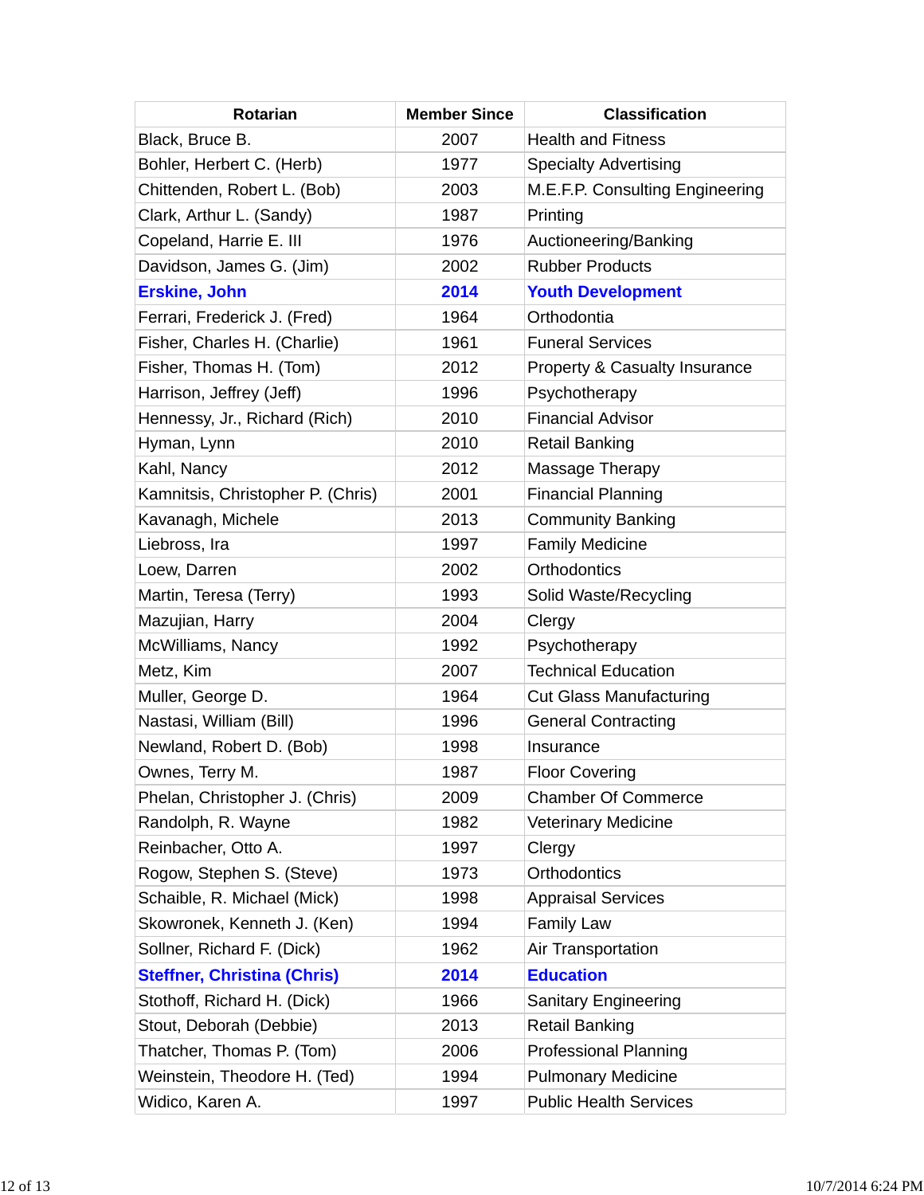| Rotarian | Member Since | Classification |
|---|---|---|
| Black, Bruce B. | 2007 | Health and Fitness |
| Bohler, Herbert C. (Herb) | 1977 | Specialty Advertising |
| Chittenden, Robert L. (Bob) | 2003 | M.E.F.P. Consulting Engineering |
| Clark, Arthur L. (Sandy) | 1987 | Printing |
| Copeland, Harrie E. III | 1976 | Auctioneering/Banking |
| Davidson, James G. (Jim) | 2002 | Rubber Products |
| **Erskine, John** | **2014** | **Youth Development** |
| Ferrari, Frederick J. (Fred) | 1964 | Orthodontia |
| Fisher, Charles H. (Charlie) | 1961 | Funeral Services |
| Fisher, Thomas H. (Tom) | 2012 | Property & Casualty Insurance |
| Harrison, Jeffrey (Jeff) | 1996 | Psychotherapy |
| Hennessy, Jr., Richard (Rich) | 2010 | Financial Advisor |
| Hyman, Lynn | 2010 | Retail Banking |
| Kahl, Nancy | 2012 | Massage Therapy |
| Kamnitsis, Christopher P. (Chris) | 2001 | Financial Planning |
| Kavanagh, Michele | 2013 | Community Banking |
| Liebross, Ira | 1997 | Family Medicine |
| Loew, Darren | 2002 | Orthodontics |
| Martin, Teresa (Terry) | 1993 | Solid Waste/Recycling |
| Mazujian, Harry | 2004 | Clergy |
| McWilliams, Nancy | 1992 | Psychotherapy |
| Metz, Kim | 2007 | Technical Education |
| Muller, George D. | 1964 | Cut Glass Manufacturing |
| Nastasi, William (Bill) | 1996 | General Contracting |
| Newland, Robert D. (Bob) | 1998 | Insurance |
| Ownes, Terry M. | 1987 | Floor Covering |
| Phelan, Christopher J. (Chris) | 2009 | Chamber Of Commerce |
| Randolph, R. Wayne | 1982 | Veterinary Medicine |
| Reinbacher, Otto A. | 1997 | Clergy |
| Rogow, Stephen S. (Steve) | 1973 | Orthodontics |
| Schaible, R. Michael (Mick) | 1998 | Appraisal Services |
| Skowronek, Kenneth J. (Ken) | 1994 | Family Law |
| Sollner, Richard F. (Dick) | 1962 | Air Transportation |
| **Steffner, Christina (Chris)** | **2014** | **Education** |
| Stothoff, Richard H. (Dick) | 1966 | Sanitary Engineering |
| Stout, Deborah (Debbie) | 2013 | Retail Banking |
| Thatcher, Thomas P. (Tom) | 2006 | Professional Planning |
| Weinstein, Theodore H. (Ted) | 1994 | Pulmonary Medicine |
| Widico, Karen A. | 1997 | Public Health Services |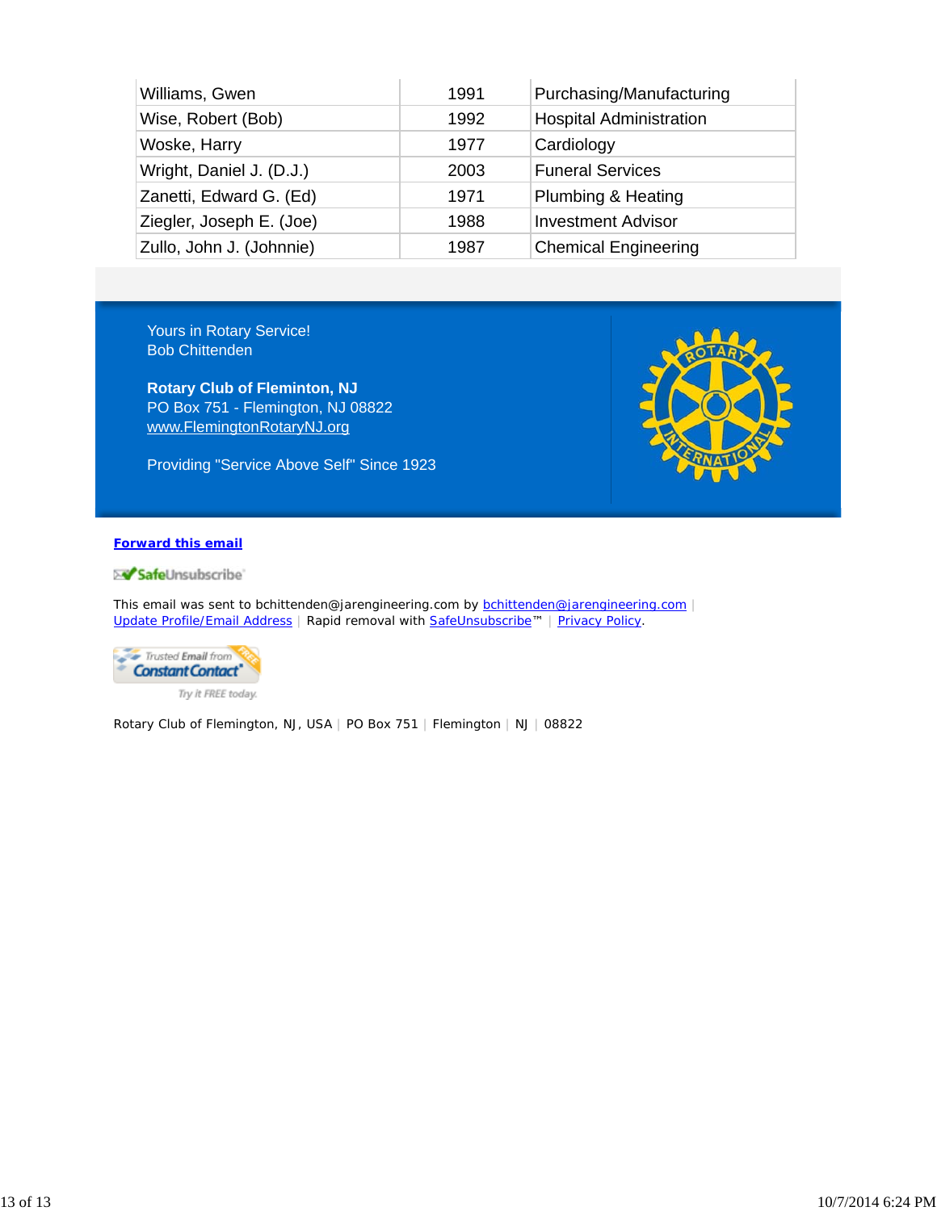| | | |
|---|---|---|
| Williams, Gwen | 1991 | Purchasing/Manufacturing |
| Wise, Robert (Bob) | 1992 | Hospital Administration |
| Woske, Harry | 1977 | Cardiology |
| Wright, Daniel J. (D.J.) | 2003 | Funeral Services |
| Zanetti, Edward G. (Ed) | 1971 | Plumbing & Heating |
| Ziegler, Joseph E. (Joe) | 1988 | Investment Advisor |
| Zullo, John J. (Johnnie) | 1987 | Chemical Engineering |

Yours in Rotary Service!
Bob Chittenden

**Rotary Club of Fleminton, NJ**
PO Box 751 - Flemington, NJ 08822
www.FlemingtonRotaryNJ.org

Providing "Service Above Self" Since 1923

**Forward this email**

SafeUnsubscribe

This email was sent to bchittenden@jarengineering.com by bchittenden@jarengineering.com | Update Profile/Email Address | Rapid removal with SafeUnsubscribe™ | Privacy Policy.

Trusted Email from Constant Contact

Try it FREE today.

Rotary Club of Flemington, NJ, USA | PO Box 751 | Flemington | NJ | 08822